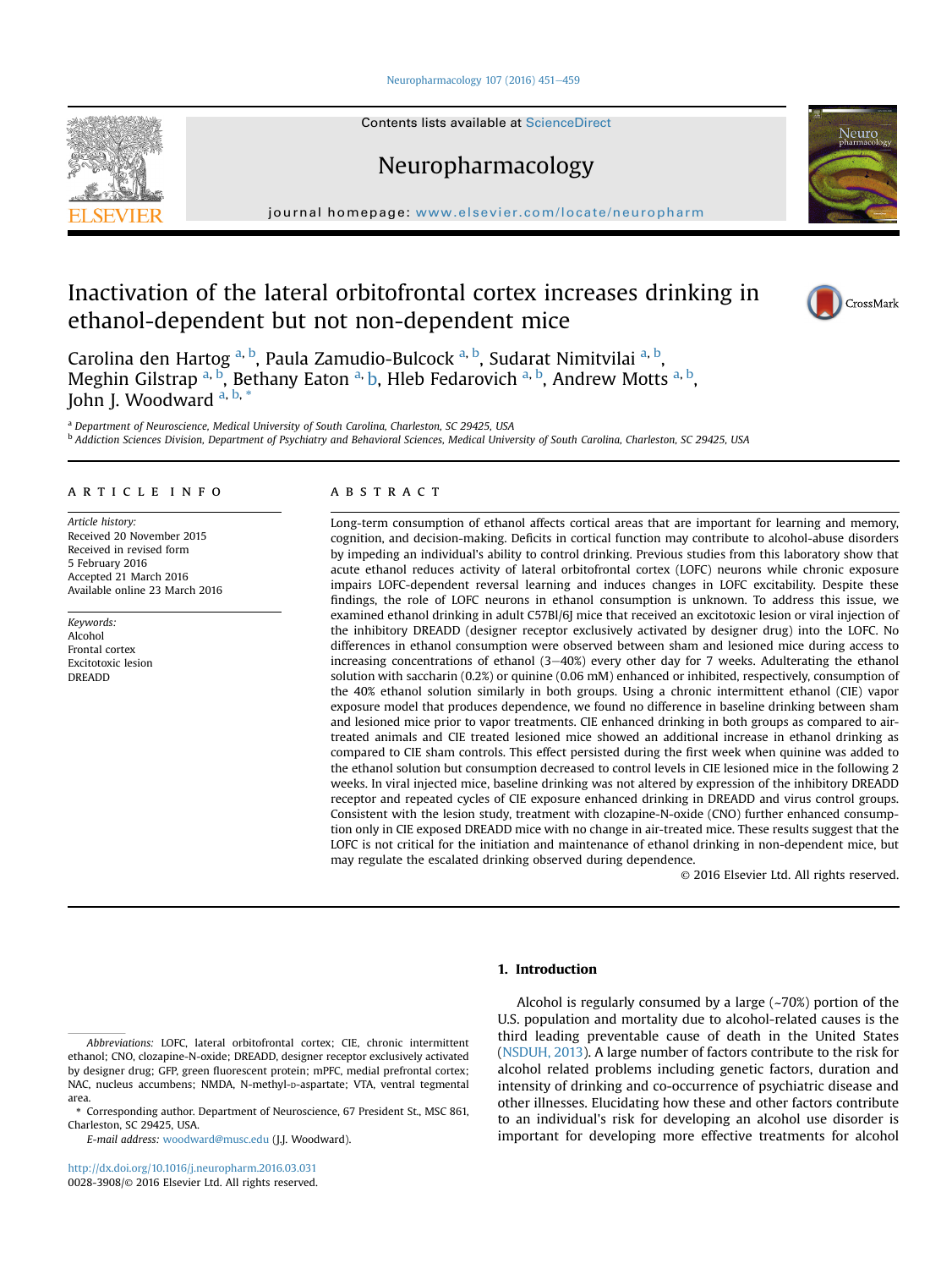Contents lists available at ScienceDirect

Neuropharmacology

journal homepage: www.elsevier.com/locate/neuropharm

# Inactivation of the lateral orbitofrontal cortex increases drinking in ethanol-dependent but not non-dependent mice

Carolina den Hartog [a, b], Paula Zamudio-Bulcock [a, b], Sudarat Nimitvilai [a, b], Meghin Gilstrap [a, b], Bethany Eaton [a, b], Hleb Fedarovich [a, b], Andrew Motts [a, b], John J. Woodward [a, b, *]

[a] Department of Neuroscience, Medical University of South Carolina, Charleston, SC 29425, USA
[b] Addiction Sciences Division, Department of Psychiatry and Behavioral Sciences, Medical University of South Carolina, Charleston, SC 29425, USA

## ARTICLE INFO

*Article history:*
Received 20 November 2015
Received in revised form
5 February 2016
Accepted 21 March 2016
Available online 23 March 2016

*Keywords:*
Alcohol
Frontal cortex
Excitotoxic lesion
DREADD

## ABSTRACT

Long-term consumption of ethanol affects cortical areas that are important for learning and memory, cognition, and decision-making. Deficits in cortical function may contribute to alcohol-abuse disorders by impeding an individual's ability to control drinking. Previous studies from this laboratory show that acute ethanol reduces activity of lateral orbitofrontal cortex (LOFC) neurons while chronic exposure impairs LOFC-dependent reversal learning and induces changes in LOFC excitability. Despite these findings, the role of LOFC neurons in ethanol consumption is unknown. To address this issue, we examined ethanol drinking in adult C57Bl/6J mice that received an excitotoxic lesion or viral injection of the inhibitory DREADD (designer receptor exclusively activated by designer drug) into the LOFC. No differences in ethanol consumption were observed between sham and lesioned mice during access to increasing concentrations of ethanol (3–40%) every other day for 7 weeks. Adulterating the ethanol solution with saccharin (0.2%) or quinine (0.06 mM) enhanced or inhibited, respectively, consumption of the 40% ethanol solution similarly in both groups. Using a chronic intermittent ethanol (CIE) vapor exposure model that produces dependence, we found no difference in baseline drinking between sham and lesioned mice prior to vapor treatments. CIE enhanced drinking in both groups as compared to air-treated animals and CIE treated lesioned mice showed an additional increase in ethanol drinking as compared to CIE sham controls. This effect persisted during the first week when quinine was added to the ethanol solution but consumption decreased to control levels in CIE lesioned mice in the following 2 weeks. In viral injected mice, baseline drinking was not altered by expression of the inhibitory DREADD receptor and repeated cycles of CIE exposure enhanced drinking in DREADD and virus control groups. Consistent with the lesion study, treatment with clozapine-N-oxide (CNO) further enhanced consumption only in CIE exposed DREADD mice with no change in air-treated mice. These results suggest that the LOFC is not critical for the initiation and maintenance of ethanol drinking in non-dependent mice, but may regulate the escalated drinking observed during dependence.

© 2016 Elsevier Ltd. All rights reserved.

## 1. Introduction

Alcohol is regularly consumed by a large (~70%) portion of the U.S. population and mortality due to alcohol-related causes is the third leading preventable cause of death in the United States (NSDUH, 2013). A large number of factors contribute to the risk for alcohol related problems including genetic factors, duration and intensity of drinking and co-occurrence of psychiatric disease and other illnesses. Elucidating how these and other factors contribute to an individual's risk for developing an alcohol use disorder is important for developing more effective treatments for alcohol

---

*Abbreviations:* LOFC, lateral orbitofrontal cortex; CIE, chronic intermittent ethanol; CNO, clozapine-N-oxide; DREADD, designer receptor exclusively activated by designer drug; GFP, green fluorescent protein; mPFC, medial prefrontal cortex; NAC, nucleus accumbens; NMDA, N-methyl-D-aspartate; VTA, ventral tegmental area.

\* Corresponding author. Department of Neuroscience, 67 President St., MSC 861, Charleston, SC 29425, USA.

*E-mail address:* woodward@musc.edu (J.J. Woodward).

http://dx.doi.org/10.1016/j.neuropharm.2016.03.031
0028-3908/© 2016 Elsevier Ltd. All rights reserved.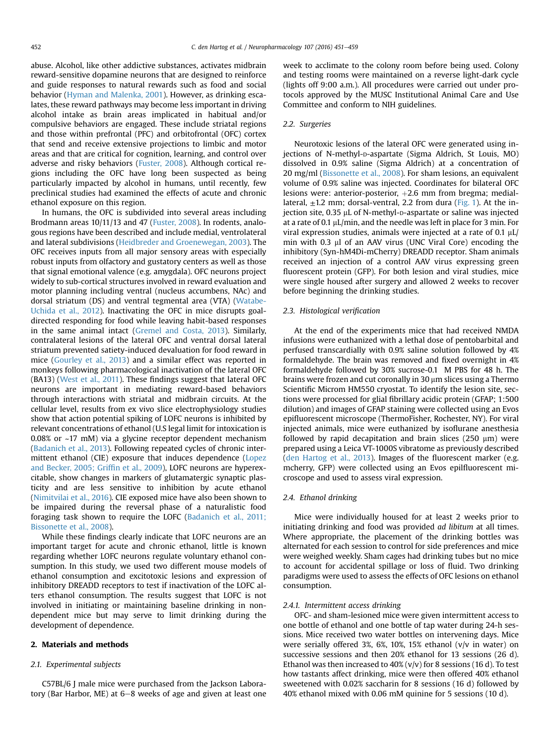abuse. Alcohol, like other addictive substances, activates midbrain reward-sensitive dopamine neurons that are designed to reinforce and guide responses to natural rewards such as food and social behavior (Hyman and Malenka, 2001). However, as drinking escalates, these reward pathways may become less important in driving alcohol intake as brain areas implicated in habitual and/or compulsive behaviors are engaged. These include striatal regions and those within prefrontal (PFC) and orbitofrontal (OFC) cortex that send and receive extensive projections to limbic and motor areas and that are critical for cognition, learning, and control over adverse and risky behaviors (Fuster, 2008). Although cortical regions including the OFC have long been suspected as being particularly impacted by alcohol in humans, until recently, few preclinical studies had examined the effects of acute and chronic ethanol exposure on this region.

In humans, the OFC is subdivided into several areas including Brodmann areas 10/11/13 and 47 (Fuster, 2008). In rodents, analogous regions have been described and include medial, ventrolateral and lateral subdivisions (Heidbreder and Groenewegan, 2003). The OFC receives inputs from all major sensory areas with especially robust inputs from olfactory and gustatory centers as well as those that signal emotional valence (e.g. amygdala). OFC neurons project widely to sub-cortical structures involved in reward evaluation and motor planning including ventral (nucleus accumbens, NAc) and dorsal striatum (DS) and ventral tegmental area (VTA) (Watabe-Uchida et al., 2012). Inactivating the OFC in mice disrupts goal-directed responding for food while leaving habit-based responses in the same animal intact (Gremel and Costa, 2013). Similarly, contralateral lesions of the lateral OFC and ventral dorsal lateral striatum prevented satiety-induced devaluation for food reward in mice (Gourley et al., 2013) and a similar effect was reported in monkeys following pharmacological inactivation of the lateral OFC (BA13) (West et al., 2011). These findings suggest that lateral OFC neurons are important in mediating reward-based behaviors through interactions with striatal and midbrain circuits. At the cellular level, results from ex vivo slice electrophysiology studies show that action potential spiking of LOFC neurons is inhibited by relevant concentrations of ethanol (U.S legal limit for intoxication is 0.08% or ~17 mM) via a glycine receptor dependent mechanism (Badanich et al., 2013). Following repeated cycles of chronic intermittent ethanol (CIE) exposure that induces dependence (Lopez and Becker, 2005; Griffin et al., 2009), LOFC neurons are hyperexcitable, show changes in markers of glutamatergic synaptic plasticity and are less sensitive to inhibition by acute ethanol (Nimitvilai et al., 2016). CIE exposed mice have also been shown to be impaired during the reversal phase of a naturalistic food foraging task shown to require the LOFC (Badanich et al., 2011; Bissonette et al., 2008).

While these findings clearly indicate that LOFC neurons are an important target for acute and chronic ethanol, little is known regarding whether LOFC neurons regulate voluntary ethanol consumption. In this study, we used two different mouse models of ethanol consumption and excitotoxic lesions and expression of inhibitory DREADD receptors to test if inactivation of the LOFC alters ethanol consumption. The results suggest that LOFC is not involved in initiating or maintaining baseline drinking in non-dependent mice but may serve to limit drinking during the development of dependence.

## 2. Materials and methods

### 2.1. Experimental subjects

C57BL/6 J male mice were purchased from the Jackson Laboratory (Bar Harbor, ME) at 6–8 weeks of age and given at least one week to acclimate to the colony room before being used. Colony and testing rooms were maintained on a reverse light-dark cycle (lights off 9:00 a.m.). All procedures were carried out under protocols approved by the MUSC Institutional Animal Care and Use Committee and conform to NIH guidelines.

### 2.2. Surgeries

Neurotoxic lesions of the lateral OFC were generated using injections of N-methyl-D-aspartate (Sigma Aldrich, St Louis, MO) dissolved in 0.9% saline (Sigma Aldrich) at a concentration of 20 mg/ml (Bissonette et al., 2008). For sham lesions, an equivalent volume of 0.9% saline was injected. Coordinates for bilateral OFC lesions were: anterior-posterior, +2.6 mm from bregma; medial-lateral, ±1.2 mm; dorsal-ventral, 2.2 from dura (Fig. 1). At the injection site, 0.35 μL of N-methyl-D-aspartate or saline was injected at a rate of 0.1 μL/min, and the needle was left in place for 3 min. For viral expression studies, animals were injected at a rate of 0.1 μL/min with 0.3 μl of an AAV virus (UNC Viral Core) encoding the inhibitory (Syn-hM4Di-mCherry) DREADD receptor. Sham animals received an injection of a control AAV virus expressing green fluorescent protein (GFP). For both lesion and viral studies, mice were single housed after surgery and allowed 2 weeks to recover before beginning the drinking studies.

### 2.3. Histological verification

At the end of the experiments mice that had received NMDA infusions were euthanized with a lethal dose of pentobarbital and perfused transcardially with 0.9% saline solution followed by 4% formaldehyde. The brain was removed and fixed overnight in 4% formaldehyde followed by 30% sucrose-0.1 M PBS for 48 h. The brains were frozen and cut coronally in 30 μm slices using a Thermo Scientific Microm HM550 cryostat. To identify the lesion site, sections were processed for glial fibrillary acidic protein (GFAP; 1:500 dilution) and images of GFAP staining were collected using an Evos epifluorescent microscope (ThermoFisher, Rochester, NY). For viral injected animals, mice were euthanized by isoflurane anesthesia followed by rapid decapitation and brain slices (250 μm) were prepared using a Leica VT-1000S vibratome as previously described (den Hartog et al., 2013). Images of the fluorescent marker (e.g. mcherry, GFP) were collected using an Evos epilfluorescent microscope and used to assess viral expression.

### 2.4. Ethanol drinking

Mice were individually housed for at least 2 weeks prior to initiating drinking and food was provided *ad libitum* at all times. Where appropriate, the placement of the drinking bottles was alternated for each session to control for side preferences and mice were weighed weekly. Sham cages had drinking tubes but no mice to account for accidental spillage or loss of fluid. Two drinking paradigms were used to assess the effects of OFC lesions on ethanol consumption.

#### 2.4.1. Intermittent access drinking

OFC- and sham-lesioned mice were given intermittent access to one bottle of ethanol and one bottle of tap water during 24-h sessions. Mice received two water bottles on intervening days. Mice were serially offered 3%, 6%, 10%, 15% ethanol (v/v in water) on successive sessions and then 20% ethanol for 13 sessions (26 d). Ethanol was then increased to 40% (v/v) for 8 sessions (16 d). To test how tastants affect drinking, mice were then offered 40% ethanol sweetened with 0.02% saccharin for 8 sessions (16 d) followed by 40% ethanol mixed with 0.06 mM quinine for 5 sessions (10 d).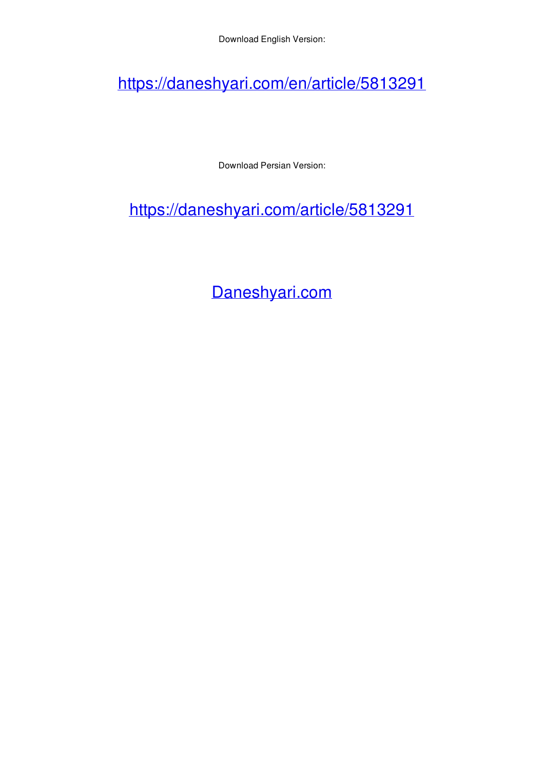Download English Version:

https://daneshyari.com/en/article/5813291

Download Persian Version:

https://daneshyari.com/article/5813291

Daneshyari.com